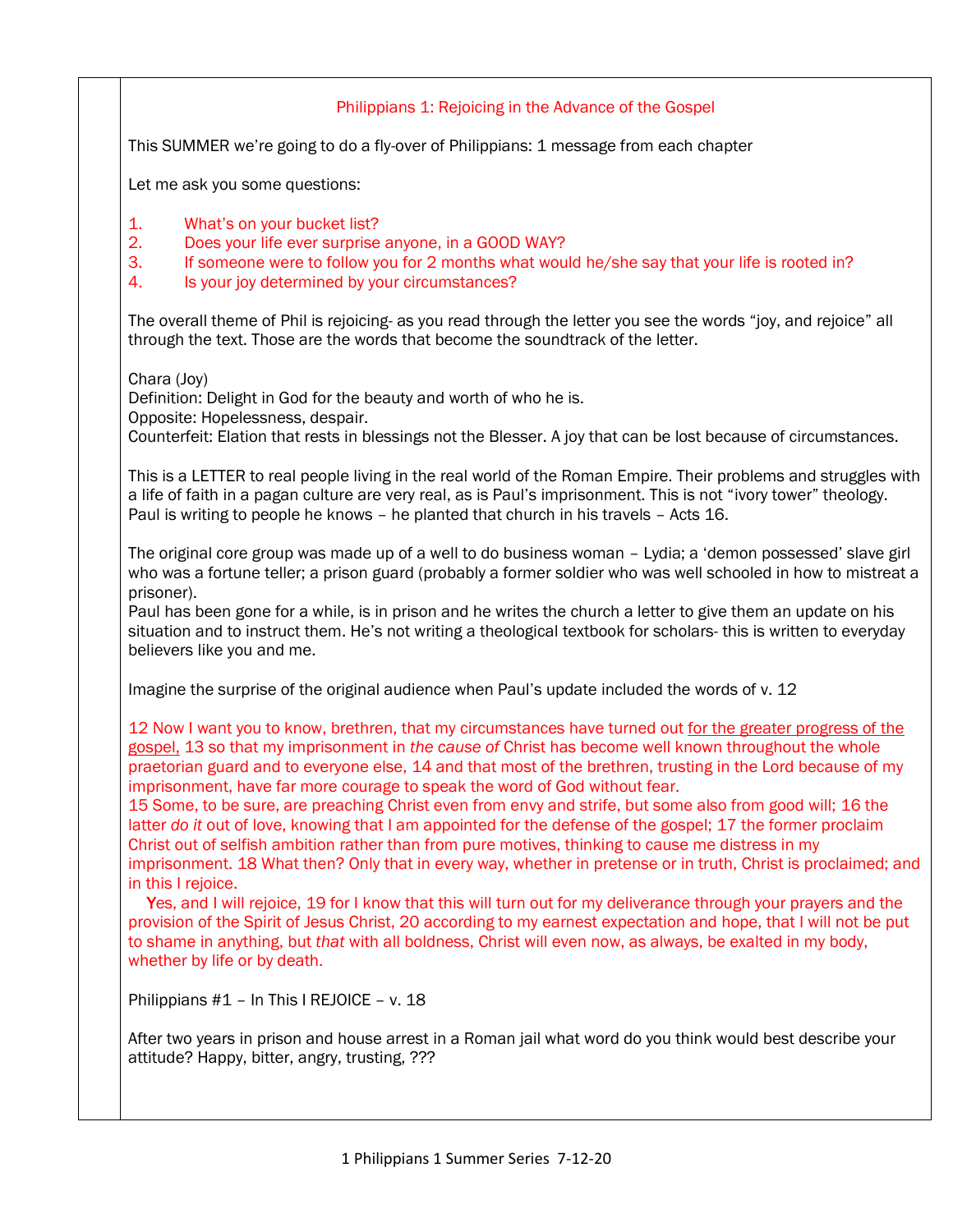## Philippians 1: Rejoicing in the Advance of the Gospel

This SUMMER we're going to do a fly-over of Philippians: 1 message from each chapter

Let me ask you some questions:

1. What's on your bucket list?
2. Does your life ever surprise anyone, in a GOOD WAY?
3. If someone were to follow you for 2 months what would he/she say that your life is rooted in?
4. Is your joy determined by your circumstances?

The overall theme of Phil is rejoicing- as you read through the letter you see the words "joy, and rejoice" all through the text. Those are the words that become the soundtrack of the letter.

Chara (Joy)
Definition: Delight in God for the beauty and worth of who he is.
Opposite: Hopelessness, despair.
Counterfeit: Elation that rests in blessings not the Blesser. A joy that can be lost because of circumstances.

This is a LETTER to real people living in the real world of the Roman Empire. Their problems and struggles with a life of faith in a pagan culture are very real, as is Paul's imprisonment. This is not "ivory tower" theology. Paul is writing to people he knows – he planted that church in his travels – Acts 16.

The original core group was made up of a well to do business woman – Lydia; a 'demon possessed' slave girl who was a fortune teller; a prison guard (probably a former soldier who was well schooled in how to mistreat a prisoner).
Paul has been gone for a while, is in prison and he writes the church a letter to give them an update on his situation and to instruct them. He's not writing a theological textbook for scholars- this is written to everyday believers like you and me.

Imagine the surprise of the original audience when Paul's update included the words of v. 12

12 Now I want you to know, brethren, that my circumstances have turned out <u>for the greater progress of the gospel,</u> 13 so that my imprisonment in *the cause of* Christ has become well known throughout the whole praetorian guard and to everyone else, 14 and that most of the brethren, trusting in the Lord because of my imprisonment, have far more courage to speak the word of God without fear.
15 Some, to be sure, are preaching Christ even from envy and strife, but some also from good will; 16 the latter *do it* out of love, knowing that I am appointed for the defense of the gospel; 17 the former proclaim Christ out of selfish ambition rather than from pure motives, thinking to cause me distress in my imprisonment. 18 What then? Only that in every way, whether in pretense or in truth, Christ is proclaimed; and in this I rejoice.
Yes, and I will rejoice, 19 for I know that this will turn out for my deliverance through your prayers and the provision of the Spirit of Jesus Christ, 20 according to my earnest expectation and hope, that I will not be put to shame in anything, but *that* with all boldness, Christ will even now, as always, be exalted in my body, whether by life or by death.

Philippians #1 – In This I REJOICE – v. 18

After two years in prison and house arrest in a Roman jail what word do you think would best describe your attitude? Happy, bitter, angry, trusting, ???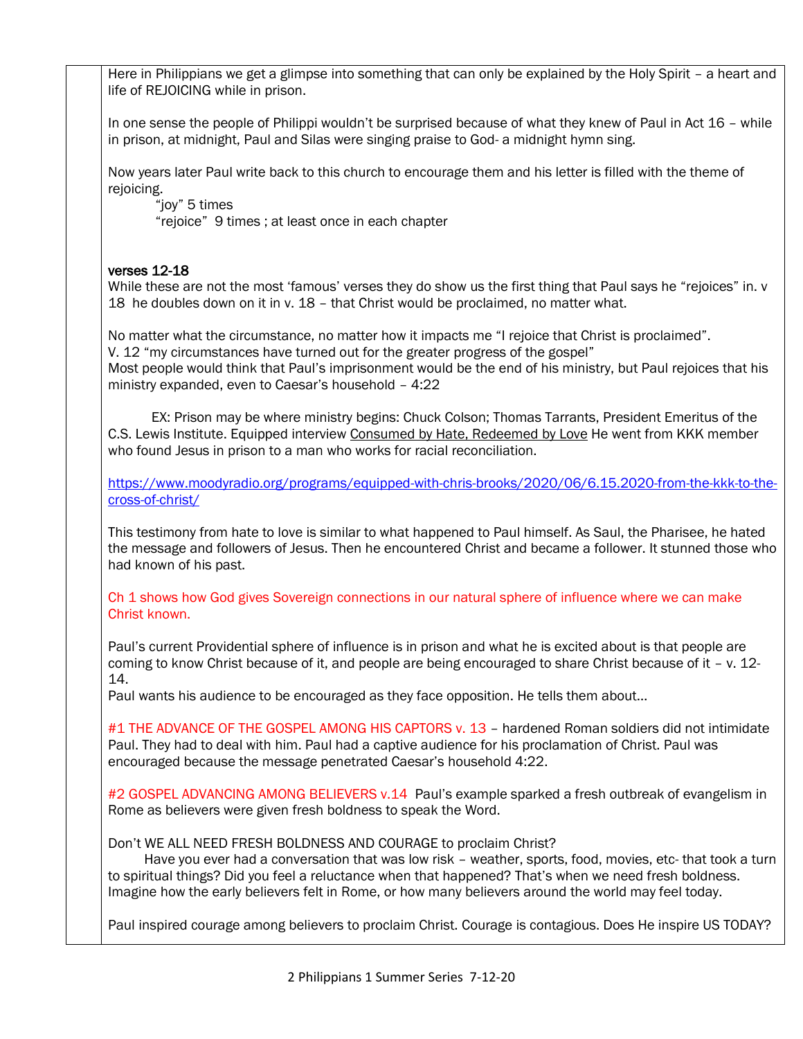Here in Philippians we get a glimpse into something that can only be explained by the Holy Spirit – a heart and life of REJOICING while in prison.

In one sense the people of Philippi wouldn't be surprised because of what they knew of Paul in Act 16 – while in prison, at midnight, Paul and Silas were singing praise to God- a midnight hymn sing.

Now years later Paul write back to this church to encourage them and his letter is filled with the theme of rejoicing.

"joy" 5 times
"rejoice" 9 times ; at least once in each chapter

**verses 12-18**

While these are not the most 'famous' verses they do show us the first thing that Paul says he "rejoices" in. v 18 he doubles down on it in v. 18 – that Christ would be proclaimed, no matter what.

No matter what the circumstance, no matter how it impacts me "I rejoice that Christ is proclaimed".
V. 12 "my circumstances have turned out for the greater progress of the gospel"
Most people would think that Paul's imprisonment would be the end of his ministry, but Paul rejoices that his ministry expanded, even to Caesar's household – 4:22

EX: Prison may be where ministry begins: Chuck Colson; Thomas Tarrants, President Emeritus of the C.S. Lewis Institute. Equipped interview Consumed by Hate, Redeemed by Love He went from KKK member who found Jesus in prison to a man who works for racial reconciliation.

https://www.moodyradio.org/programs/equipped-with-chris-brooks/2020/06/6.15.2020-from-the-kkk-to-the-cross-of-christ/

This testimony from hate to love is similar to what happened to Paul himself. As Saul, the Pharisee, he hated the message and followers of Jesus. Then he encountered Christ and became a follower. It stunned those who had known of his past.

Ch 1 shows how God gives Sovereign connections in our natural sphere of influence where we can make Christ known.

Paul's current Providential sphere of influence is in prison and what he is excited about is that people are coming to know Christ because of it, and people are being encouraged to share Christ because of it – v. 12-14.
Paul wants his audience to be encouraged as they face opposition. He tells them about…

#1 THE ADVANCE OF THE GOSPEL AMONG HIS CAPTORS v. 13 – hardened Roman soldiers did not intimidate Paul. They had to deal with him. Paul had a captive audience for his proclamation of Christ. Paul was encouraged because the message penetrated Caesar's household 4:22.

#2 GOSPEL ADVANCING AMONG BELIEVERS v.14 Paul's example sparked a fresh outbreak of evangelism in Rome as believers were given fresh boldness to speak the Word.

Don't WE ALL NEED FRESH BOLDNESS AND COURAGE to proclaim Christ?

Have you ever had a conversation that was low risk – weather, sports, food, movies, etc- that took a turn to spiritual things? Did you feel a reluctance when that happened? That's when we need fresh boldness. Imagine how the early believers felt in Rome, or how many believers around the world may feel today.

Paul inspired courage among believers to proclaim Christ. Courage is contagious. Does He inspire US TODAY?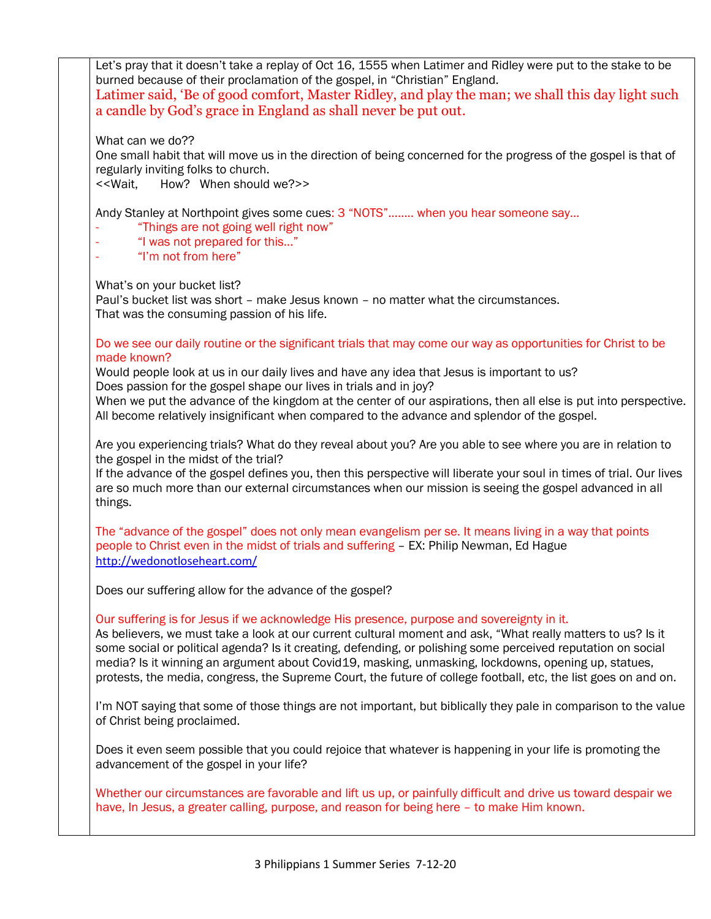Let's pray that it doesn't take a replay of Oct 16, 1555 when Latimer and Ridley were put to the stake to be burned because of their proclamation of the gospel, in "Christian" England.

Latimer said, 'Be of good comfort, Master Ridley, and play the man; we shall this day light such a candle by God's grace in England as shall never be put out.

What can we do??
One small habit that will move us in the direction of being concerned for the progress of the gospel is that of regularly inviting folks to church.
<<Wait, How? When should we?>>

Andy Stanley at Northpoint gives some cues: 3 "NOTS"........ when you hear someone say...

- "Things are not going well right now"
- "I was not prepared for this..."
- "I'm not from here"

What's on your bucket list?
Paul's bucket list was short – make Jesus known – no matter what the circumstances.
That was the consuming passion of his life.

Do we see our daily routine or the significant trials that may come our way as opportunities for Christ to be made known?
Would people look at us in our daily lives and have any idea that Jesus is important to us?
Does passion for the gospel shape our lives in trials and in joy?
When we put the advance of the kingdom at the center of our aspirations, then all else is put into perspective. All become relatively insignificant when compared to the advance and splendor of the gospel.

Are you experiencing trials? What do they reveal about you? Are you able to see where you are in relation to the gospel in the midst of the trial?
If the advance of the gospel defines you, then this perspective will liberate your soul in times of trial. Our lives are so much more than our external circumstances when our mission is seeing the gospel advanced in all things.

The "advance of the gospel" does not only mean evangelism per se. It means living in a way that points people to Christ even in the midst of trials and suffering – EX: Philip Newman, Ed Hague
http://wedonotloseheart.com/

Does our suffering allow for the advance of the gospel?

Our suffering is for Jesus if we acknowledge His presence, purpose and sovereignty in it.
As believers, we must take a look at our current cultural moment and ask, "What really matters to us? Is it some social or political agenda? Is it creating, defending, or polishing some perceived reputation on social media? Is it winning an argument about Covid19, masking, unmasking, lockdowns, opening up, statues, protests, the media, congress, the Supreme Court, the future of college football, etc, the list goes on and on.

I'm NOT saying that some of those things are not important, but biblically they pale in comparison to the value of Christ being proclaimed.

Does it even seem possible that you could rejoice that whatever is happening in your life is promoting the advancement of the gospel in your life?

Whether our circumstances are favorable and lift us up, or painfully difficult and drive us toward despair we have, In Jesus, a greater calling, purpose, and reason for being here – to make Him known.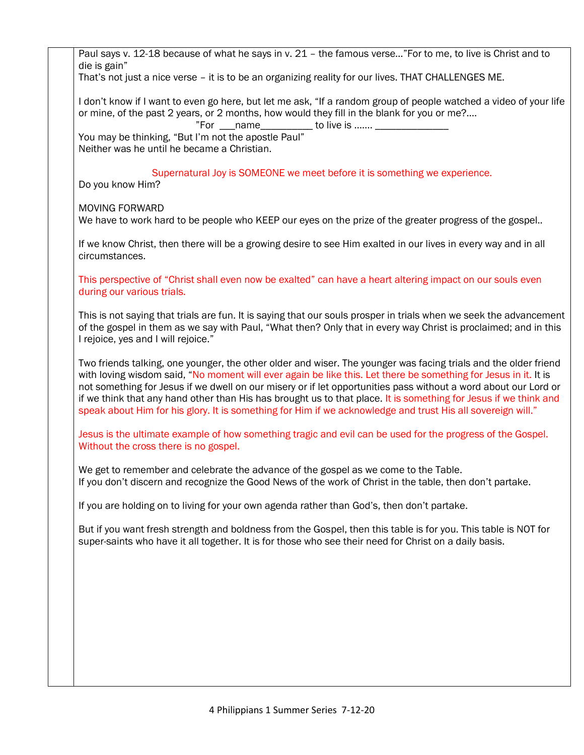Paul says v. 12-18 because of what he says in v. 21 – the famous verse…"For to me, to live is Christ and to die is gain"

That's not just a nice verse – it is to be an organizing reality for our lives. THAT CHALLENGES ME.

I don't know if I want to even go here, but let me ask, "If a random group of people watched a video of your life or mine, of the past 2 years, or 2 months, how would they fill in the blank for you or me?….

"For ___name__________ to live is ……. ______________

You may be thinking, "But I'm not the apostle Paul"

Neither was he until he became a Christian.

Supernatural Joy is SOMEONE we meet before it is something we experience.

Do you know Him?

MOVING FORWARD

We have to work hard to be people who KEEP our eyes on the prize of the greater progress of the gospel..

If we know Christ, then there will be a growing desire to see Him exalted in our lives in every way and in all circumstances.

This perspective of "Christ shall even now be exalted" can have a heart altering impact on our souls even during our various trials.

This is not saying that trials are fun. It is saying that our souls prosper in trials when we seek the advancement of the gospel in them as we say with Paul, "What then? Only that in every way Christ is proclaimed; and in this I rejoice, yes and I will rejoice."

Two friends talking, one younger, the other older and wiser. The younger was facing trials and the older friend with loving wisdom said, "No moment will ever again be like this. Let there be something for Jesus in it. It is not something for Jesus if we dwell on our misery or if let opportunities pass without a word about our Lord or if we think that any hand other than His has brought us to that place. It is something for Jesus if we think and speak about Him for his glory. It is something for Him if we acknowledge and trust His all sovereign will."

Jesus is the ultimate example of how something tragic and evil can be used for the progress of the Gospel. Without the cross there is no gospel.

We get to remember and celebrate the advance of the gospel as we come to the Table.

If you don't discern and recognize the Good News of the work of Christ in the table, then don't partake.

If you are holding on to living for your own agenda rather than God's, then don't partake.

But if you want fresh strength and boldness from the Gospel, then this table is for you. This table is NOT for super-saints who have it all together. It is for those who see their need for Christ on a daily basis.